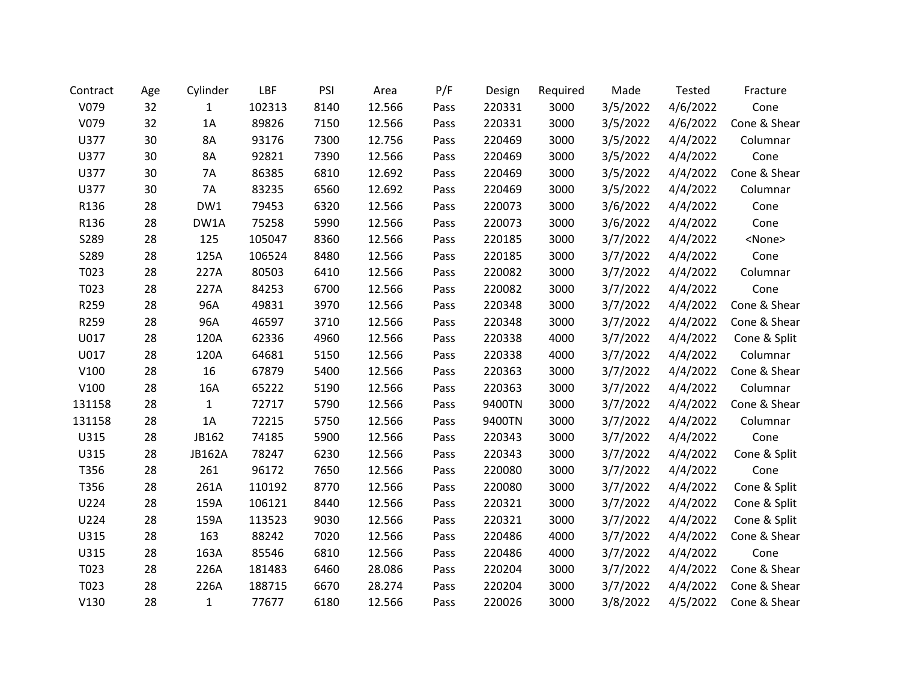| Contract | Age | Cylinder | LBF | PSI | Area | P/F | Design | Required | Made | Tested | Fracture |
|---|---|---|---|---|---|---|---|---|---|---|---|
| V079 | 32 | 1 | 102313 | 8140 | 12.566 | Pass | 220331 | 3000 | 3/5/2022 | 4/6/2022 | Cone |
| V079 | 32 | 1A | 89826 | 7150 | 12.566 | Pass | 220331 | 3000 | 3/5/2022 | 4/6/2022 | Cone & Shear |
| U377 | 30 | 8A | 93176 | 7300 | 12.756 | Pass | 220469 | 3000 | 3/5/2022 | 4/4/2022 | Columnar |
| U377 | 30 | 8A | 92821 | 7390 | 12.566 | Pass | 220469 | 3000 | 3/5/2022 | 4/4/2022 | Cone |
| U377 | 30 | 7A | 86385 | 6810 | 12.692 | Pass | 220469 | 3000 | 3/5/2022 | 4/4/2022 | Cone & Shear |
| U377 | 30 | 7A | 83235 | 6560 | 12.692 | Pass | 220469 | 3000 | 3/5/2022 | 4/4/2022 | Columnar |
| R136 | 28 | DW1 | 79453 | 6320 | 12.566 | Pass | 220073 | 3000 | 3/6/2022 | 4/4/2022 | Cone |
| R136 | 28 | DW1A | 75258 | 5990 | 12.566 | Pass | 220073 | 3000 | 3/6/2022 | 4/4/2022 | Cone |
| S289 | 28 | 125 | 105047 | 8360 | 12.566 | Pass | 220185 | 3000 | 3/7/2022 | 4/4/2022 | <None> |
| S289 | 28 | 125A | 106524 | 8480 | 12.566 | Pass | 220185 | 3000 | 3/7/2022 | 4/4/2022 | Cone |
| T023 | 28 | 227A | 80503 | 6410 | 12.566 | Pass | 220082 | 3000 | 3/7/2022 | 4/4/2022 | Columnar |
| T023 | 28 | 227A | 84253 | 6700 | 12.566 | Pass | 220082 | 3000 | 3/7/2022 | 4/4/2022 | Cone |
| R259 | 28 | 96A | 49831 | 3970 | 12.566 | Pass | 220348 | 3000 | 3/7/2022 | 4/4/2022 | Cone & Shear |
| R259 | 28 | 96A | 46597 | 3710 | 12.566 | Pass | 220348 | 3000 | 3/7/2022 | 4/4/2022 | Cone & Shear |
| U017 | 28 | 120A | 62336 | 4960 | 12.566 | Pass | 220338 | 4000 | 3/7/2022 | 4/4/2022 | Cone & Split |
| U017 | 28 | 120A | 64681 | 5150 | 12.566 | Pass | 220338 | 4000 | 3/7/2022 | 4/4/2022 | Columnar |
| V100 | 28 | 16 | 67879 | 5400 | 12.566 | Pass | 220363 | 3000 | 3/7/2022 | 4/4/2022 | Cone & Shear |
| V100 | 28 | 16A | 65222 | 5190 | 12.566 | Pass | 220363 | 3000 | 3/7/2022 | 4/4/2022 | Columnar |
| 131158 | 28 | 1 | 72717 | 5790 | 12.566 | Pass | 9400TN | 3000 | 3/7/2022 | 4/4/2022 | Cone & Shear |
| 131158 | 28 | 1A | 72215 | 5750 | 12.566 | Pass | 9400TN | 3000 | 3/7/2022 | 4/4/2022 | Columnar |
| U315 | 28 | JB162 | 74185 | 5900 | 12.566 | Pass | 220343 | 3000 | 3/7/2022 | 4/4/2022 | Cone |
| U315 | 28 | JB162A | 78247 | 6230 | 12.566 | Pass | 220343 | 3000 | 3/7/2022 | 4/4/2022 | Cone & Split |
| T356 | 28 | 261 | 96172 | 7650 | 12.566 | Pass | 220080 | 3000 | 3/7/2022 | 4/4/2022 | Cone |
| T356 | 28 | 261A | 110192 | 8770 | 12.566 | Pass | 220080 | 3000 | 3/7/2022 | 4/4/2022 | Cone & Split |
| U224 | 28 | 159A | 106121 | 8440 | 12.566 | Pass | 220321 | 3000 | 3/7/2022 | 4/4/2022 | Cone & Split |
| U224 | 28 | 159A | 113523 | 9030 | 12.566 | Pass | 220321 | 3000 | 3/7/2022 | 4/4/2022 | Cone & Split |
| U315 | 28 | 163 | 88242 | 7020 | 12.566 | Pass | 220486 | 4000 | 3/7/2022 | 4/4/2022 | Cone & Shear |
| U315 | 28 | 163A | 85546 | 6810 | 12.566 | Pass | 220486 | 4000 | 3/7/2022 | 4/4/2022 | Cone |
| T023 | 28 | 226A | 181483 | 6460 | 28.086 | Pass | 220204 | 3000 | 3/7/2022 | 4/4/2022 | Cone & Shear |
| T023 | 28 | 226A | 188715 | 6670 | 28.274 | Pass | 220204 | 3000 | 3/7/2022 | 4/4/2022 | Cone & Shear |
| V130 | 28 | 1 | 77677 | 6180 | 12.566 | Pass | 220026 | 3000 | 3/8/2022 | 4/5/2022 | Cone & Shear |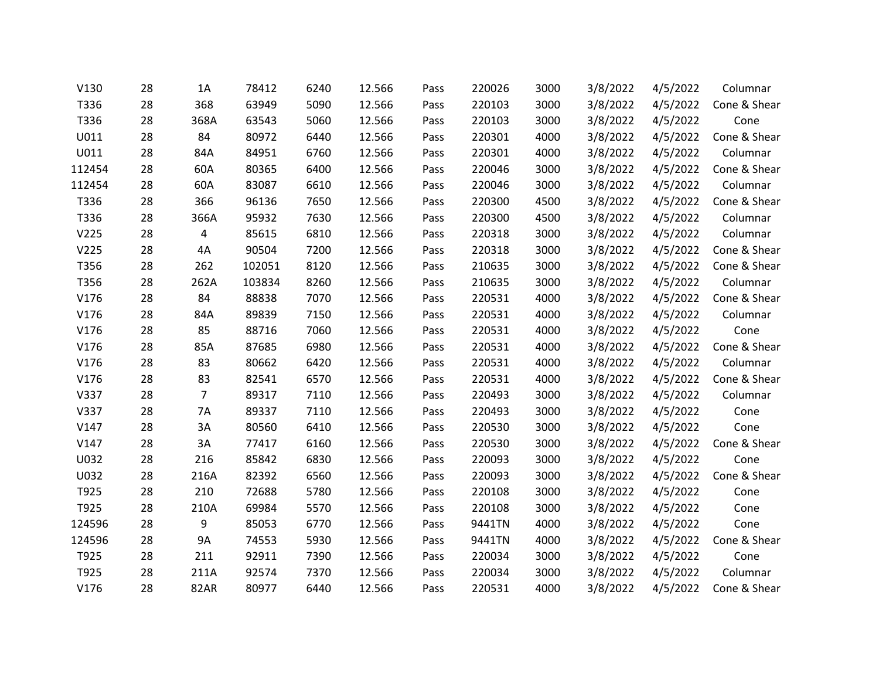| | | | | | | | | | | | |
|---|---|---|---|---|---|---|---|---|---|---|---|
| V130 | 28 | 1A | 78412 | 6240 | 12.566 | Pass | 220026 | 3000 | 3/8/2022 | 4/5/2022 | Columnar |
| T336 | 28 | 368 | 63949 | 5090 | 12.566 | Pass | 220103 | 3000 | 3/8/2022 | 4/5/2022 | Cone & Shear |
| T336 | 28 | 368A | 63543 | 5060 | 12.566 | Pass | 220103 | 3000 | 3/8/2022 | 4/5/2022 | Cone |
| U011 | 28 | 84 | 80972 | 6440 | 12.566 | Pass | 220301 | 4000 | 3/8/2022 | 4/5/2022 | Cone & Shear |
| U011 | 28 | 84A | 84951 | 6760 | 12.566 | Pass | 220301 | 4000 | 3/8/2022 | 4/5/2022 | Columnar |
| 112454 | 28 | 60A | 80365 | 6400 | 12.566 | Pass | 220046 | 3000 | 3/8/2022 | 4/5/2022 | Cone & Shear |
| 112454 | 28 | 60A | 83087 | 6610 | 12.566 | Pass | 220046 | 3000 | 3/8/2022 | 4/5/2022 | Columnar |
| T336 | 28 | 366 | 96136 | 7650 | 12.566 | Pass | 220300 | 4500 | 3/8/2022 | 4/5/2022 | Cone & Shear |
| T336 | 28 | 366A | 95932 | 7630 | 12.566 | Pass | 220300 | 4500 | 3/8/2022 | 4/5/2022 | Columnar |
| V225 | 28 | 4 | 85615 | 6810 | 12.566 | Pass | 220318 | 3000 | 3/8/2022 | 4/5/2022 | Columnar |
| V225 | 28 | 4A | 90504 | 7200 | 12.566 | Pass | 220318 | 3000 | 3/8/2022 | 4/5/2022 | Cone & Shear |
| T356 | 28 | 262 | 102051 | 8120 | 12.566 | Pass | 210635 | 3000 | 3/8/2022 | 4/5/2022 | Cone & Shear |
| T356 | 28 | 262A | 103834 | 8260 | 12.566 | Pass | 210635 | 3000 | 3/8/2022 | 4/5/2022 | Columnar |
| V176 | 28 | 84 | 88838 | 7070 | 12.566 | Pass | 220531 | 4000 | 3/8/2022 | 4/5/2022 | Cone & Shear |
| V176 | 28 | 84A | 89839 | 7150 | 12.566 | Pass | 220531 | 4000 | 3/8/2022 | 4/5/2022 | Columnar |
| V176 | 28 | 85 | 88716 | 7060 | 12.566 | Pass | 220531 | 4000 | 3/8/2022 | 4/5/2022 | Cone |
| V176 | 28 | 85A | 87685 | 6980 | 12.566 | Pass | 220531 | 4000 | 3/8/2022 | 4/5/2022 | Cone & Shear |
| V176 | 28 | 83 | 80662 | 6420 | 12.566 | Pass | 220531 | 4000 | 3/8/2022 | 4/5/2022 | Columnar |
| V176 | 28 | 83 | 82541 | 6570 | 12.566 | Pass | 220531 | 4000 | 3/8/2022 | 4/5/2022 | Cone & Shear |
| V337 | 28 | 7 | 89317 | 7110 | 12.566 | Pass | 220493 | 3000 | 3/8/2022 | 4/5/2022 | Columnar |
| V337 | 28 | 7A | 89337 | 7110 | 12.566 | Pass | 220493 | 3000 | 3/8/2022 | 4/5/2022 | Cone |
| V147 | 28 | 3A | 80560 | 6410 | 12.566 | Pass | 220530 | 3000 | 3/8/2022 | 4/5/2022 | Cone |
| V147 | 28 | 3A | 77417 | 6160 | 12.566 | Pass | 220530 | 3000 | 3/8/2022 | 4/5/2022 | Cone & Shear |
| U032 | 28 | 216 | 85842 | 6830 | 12.566 | Pass | 220093 | 3000 | 3/8/2022 | 4/5/2022 | Cone |
| U032 | 28 | 216A | 82392 | 6560 | 12.566 | Pass | 220093 | 3000 | 3/8/2022 | 4/5/2022 | Cone & Shear |
| T925 | 28 | 210 | 72688 | 5780 | 12.566 | Pass | 220108 | 3000 | 3/8/2022 | 4/5/2022 | Cone |
| T925 | 28 | 210A | 69984 | 5570 | 12.566 | Pass | 220108 | 3000 | 3/8/2022 | 4/5/2022 | Cone |
| 124596 | 28 | 9 | 85053 | 6770 | 12.566 | Pass | 9441TN | 4000 | 3/8/2022 | 4/5/2022 | Cone |
| 124596 | 28 | 9A | 74553 | 5930 | 12.566 | Pass | 9441TN | 4000 | 3/8/2022 | 4/5/2022 | Cone & Shear |
| T925 | 28 | 211 | 92911 | 7390 | 12.566 | Pass | 220034 | 3000 | 3/8/2022 | 4/5/2022 | Cone |
| T925 | 28 | 211A | 92574 | 7370 | 12.566 | Pass | 220034 | 3000 | 3/8/2022 | 4/5/2022 | Columnar |
| V176 | 28 | 82AR | 80977 | 6440 | 12.566 | Pass | 220531 | 4000 | 3/8/2022 | 4/5/2022 | Cone & Shear |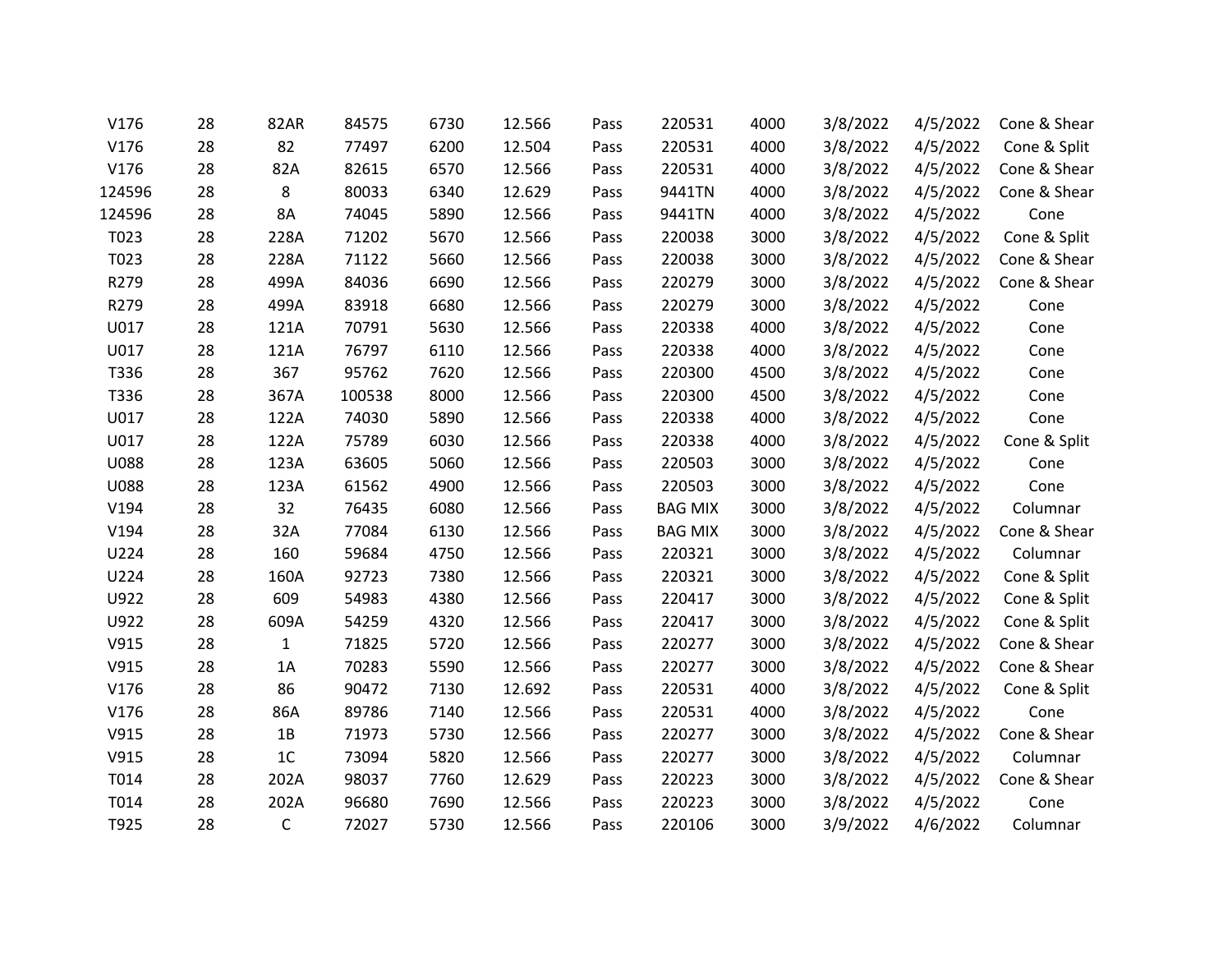| | | | | | | | | | | | |
|---|---|---|---|---|---|---|---|---|---|---|---|
| V176 | 28 | 82AR | 84575 | 6730 | 12.566 | Pass | 220531 | 4000 | 3/8/2022 | 4/5/2022 | Cone & Shear |
| V176 | 28 | 82 | 77497 | 6200 | 12.504 | Pass | 220531 | 4000 | 3/8/2022 | 4/5/2022 | Cone & Split |
| V176 | 28 | 82A | 82615 | 6570 | 12.566 | Pass | 220531 | 4000 | 3/8/2022 | 4/5/2022 | Cone & Shear |
| 124596 | 28 | 8 | 80033 | 6340 | 12.629 | Pass | 9441TN | 4000 | 3/8/2022 | 4/5/2022 | Cone & Shear |
| 124596 | 28 | 8A | 74045 | 5890 | 12.566 | Pass | 9441TN | 4000 | 3/8/2022 | 4/5/2022 | Cone |
| T023 | 28 | 228A | 71202 | 5670 | 12.566 | Pass | 220038 | 3000 | 3/8/2022 | 4/5/2022 | Cone & Split |
| T023 | 28 | 228A | 71122 | 5660 | 12.566 | Pass | 220038 | 3000 | 3/8/2022 | 4/5/2022 | Cone & Shear |
| R279 | 28 | 499A | 84036 | 6690 | 12.566 | Pass | 220279 | 3000 | 3/8/2022 | 4/5/2022 | Cone & Shear |
| R279 | 28 | 499A | 83918 | 6680 | 12.566 | Pass | 220279 | 3000 | 3/8/2022 | 4/5/2022 | Cone |
| U017 | 28 | 121A | 70791 | 5630 | 12.566 | Pass | 220338 | 4000 | 3/8/2022 | 4/5/2022 | Cone |
| U017 | 28 | 121A | 76797 | 6110 | 12.566 | Pass | 220338 | 4000 | 3/8/2022 | 4/5/2022 | Cone |
| T336 | 28 | 367 | 95762 | 7620 | 12.566 | Pass | 220300 | 4500 | 3/8/2022 | 4/5/2022 | Cone |
| T336 | 28 | 367A | 100538 | 8000 | 12.566 | Pass | 220300 | 4500 | 3/8/2022 | 4/5/2022 | Cone |
| U017 | 28 | 122A | 74030 | 5890 | 12.566 | Pass | 220338 | 4000 | 3/8/2022 | 4/5/2022 | Cone |
| U017 | 28 | 122A | 75789 | 6030 | 12.566 | Pass | 220338 | 4000 | 3/8/2022 | 4/5/2022 | Cone & Split |
| U088 | 28 | 123A | 63605 | 5060 | 12.566 | Pass | 220503 | 3000 | 3/8/2022 | 4/5/2022 | Cone |
| U088 | 28 | 123A | 61562 | 4900 | 12.566 | Pass | 220503 | 3000 | 3/8/2022 | 4/5/2022 | Cone |
| V194 | 28 | 32 | 76435 | 6080 | 12.566 | Pass | BAG MIX | 3000 | 3/8/2022 | 4/5/2022 | Columnar |
| V194 | 28 | 32A | 77084 | 6130 | 12.566 | Pass | BAG MIX | 3000 | 3/8/2022 | 4/5/2022 | Cone & Shear |
| U224 | 28 | 160 | 59684 | 4750 | 12.566 | Pass | 220321 | 3000 | 3/8/2022 | 4/5/2022 | Columnar |
| U224 | 28 | 160A | 92723 | 7380 | 12.566 | Pass | 220321 | 3000 | 3/8/2022 | 4/5/2022 | Cone & Split |
| U922 | 28 | 609 | 54983 | 4380 | 12.566 | Pass | 220417 | 3000 | 3/8/2022 | 4/5/2022 | Cone & Split |
| U922 | 28 | 609A | 54259 | 4320 | 12.566 | Pass | 220417 | 3000 | 3/8/2022 | 4/5/2022 | Cone & Split |
| V915 | 28 | 1 | 71825 | 5720 | 12.566 | Pass | 220277 | 3000 | 3/8/2022 | 4/5/2022 | Cone & Shear |
| V915 | 28 | 1A | 70283 | 5590 | 12.566 | Pass | 220277 | 3000 | 3/8/2022 | 4/5/2022 | Cone & Shear |
| V176 | 28 | 86 | 90472 | 7130 | 12.692 | Pass | 220531 | 4000 | 3/8/2022 | 4/5/2022 | Cone & Split |
| V176 | 28 | 86A | 89786 | 7140 | 12.566 | Pass | 220531 | 4000 | 3/8/2022 | 4/5/2022 | Cone |
| V915 | 28 | 1B | 71973 | 5730 | 12.566 | Pass | 220277 | 3000 | 3/8/2022 | 4/5/2022 | Cone & Shear |
| V915 | 28 | 1C | 73094 | 5820 | 12.566 | Pass | 220277 | 3000 | 3/8/2022 | 4/5/2022 | Columnar |
| T014 | 28 | 202A | 98037 | 7760 | 12.629 | Pass | 220223 | 3000 | 3/8/2022 | 4/5/2022 | Cone & Shear |
| T014 | 28 | 202A | 96680 | 7690 | 12.566 | Pass | 220223 | 3000 | 3/8/2022 | 4/5/2022 | Cone |
| T925 | 28 | C | 72027 | 5730 | 12.566 | Pass | 220106 | 3000 | 3/9/2022 | 4/6/2022 | Columnar |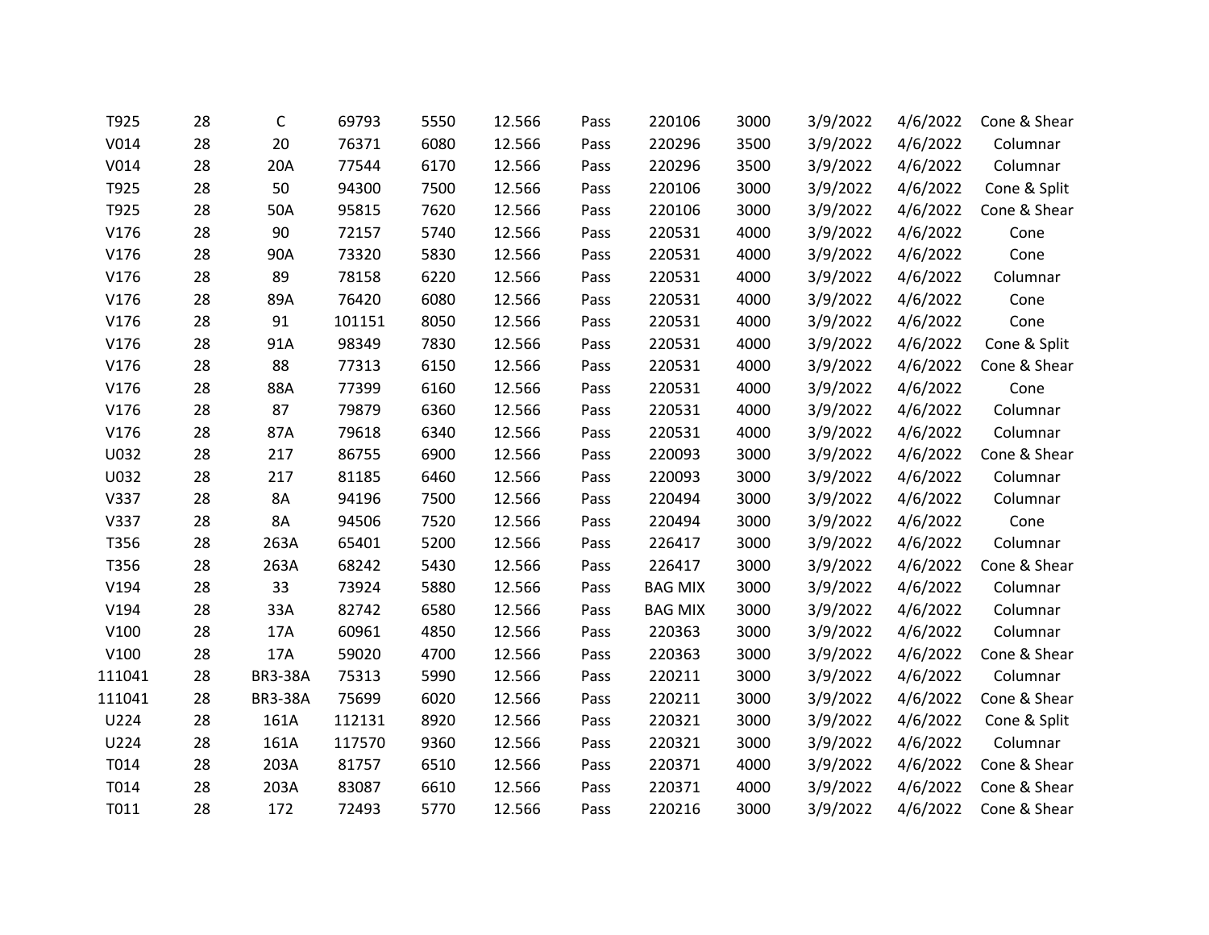| | | | | | | | | | | | |
|---|---|---|---|---|---|---|---|---|---|---|---|
| T925 | 28 | C | 69793 | 5550 | 12.566 | Pass | 220106 | 3000 | 3/9/2022 | 4/6/2022 | Cone & Shear |
| V014 | 28 | 20 | 76371 | 6080 | 12.566 | Pass | 220296 | 3500 | 3/9/2022 | 4/6/2022 | Columnar |
| V014 | 28 | 20A | 77544 | 6170 | 12.566 | Pass | 220296 | 3500 | 3/9/2022 | 4/6/2022 | Columnar |
| T925 | 28 | 50 | 94300 | 7500 | 12.566 | Pass | 220106 | 3000 | 3/9/2022 | 4/6/2022 | Cone & Split |
| T925 | 28 | 50A | 95815 | 7620 | 12.566 | Pass | 220106 | 3000 | 3/9/2022 | 4/6/2022 | Cone & Shear |
| V176 | 28 | 90 | 72157 | 5740 | 12.566 | Pass | 220531 | 4000 | 3/9/2022 | 4/6/2022 | Cone |
| V176 | 28 | 90A | 73320 | 5830 | 12.566 | Pass | 220531 | 4000 | 3/9/2022 | 4/6/2022 | Cone |
| V176 | 28 | 89 | 78158 | 6220 | 12.566 | Pass | 220531 | 4000 | 3/9/2022 | 4/6/2022 | Columnar |
| V176 | 28 | 89A | 76420 | 6080 | 12.566 | Pass | 220531 | 4000 | 3/9/2022 | 4/6/2022 | Cone |
| V176 | 28 | 91 | 101151 | 8050 | 12.566 | Pass | 220531 | 4000 | 3/9/2022 | 4/6/2022 | Cone |
| V176 | 28 | 91A | 98349 | 7830 | 12.566 | Pass | 220531 | 4000 | 3/9/2022 | 4/6/2022 | Cone & Split |
| V176 | 28 | 88 | 77313 | 6150 | 12.566 | Pass | 220531 | 4000 | 3/9/2022 | 4/6/2022 | Cone & Shear |
| V176 | 28 | 88A | 77399 | 6160 | 12.566 | Pass | 220531 | 4000 | 3/9/2022 | 4/6/2022 | Cone |
| V176 | 28 | 87 | 79879 | 6360 | 12.566 | Pass | 220531 | 4000 | 3/9/2022 | 4/6/2022 | Columnar |
| V176 | 28 | 87A | 79618 | 6340 | 12.566 | Pass | 220531 | 4000 | 3/9/2022 | 4/6/2022 | Columnar |
| U032 | 28 | 217 | 86755 | 6900 | 12.566 | Pass | 220093 | 3000 | 3/9/2022 | 4/6/2022 | Cone & Shear |
| U032 | 28 | 217 | 81185 | 6460 | 12.566 | Pass | 220093 | 3000 | 3/9/2022 | 4/6/2022 | Columnar |
| V337 | 28 | 8A | 94196 | 7500 | 12.566 | Pass | 220494 | 3000 | 3/9/2022 | 4/6/2022 | Columnar |
| V337 | 28 | 8A | 94506 | 7520 | 12.566 | Pass | 220494 | 3000 | 3/9/2022 | 4/6/2022 | Cone |
| T356 | 28 | 263A | 65401 | 5200 | 12.566 | Pass | 226417 | 3000 | 3/9/2022 | 4/6/2022 | Columnar |
| T356 | 28 | 263A | 68242 | 5430 | 12.566 | Pass | 226417 | 3000 | 3/9/2022 | 4/6/2022 | Cone & Shear |
| V194 | 28 | 33 | 73924 | 5880 | 12.566 | Pass | BAG MIX | 3000 | 3/9/2022 | 4/6/2022 | Columnar |
| V194 | 28 | 33A | 82742 | 6580 | 12.566 | Pass | BAG MIX | 3000 | 3/9/2022 | 4/6/2022 | Columnar |
| V100 | 28 | 17A | 60961 | 4850 | 12.566 | Pass | 220363 | 3000 | 3/9/2022 | 4/6/2022 | Columnar |
| V100 | 28 | 17A | 59020 | 4700 | 12.566 | Pass | 220363 | 3000 | 3/9/2022 | 4/6/2022 | Cone & Shear |
| 111041 | 28 | BR3-38A | 75313 | 5990 | 12.566 | Pass | 220211 | 3000 | 3/9/2022 | 4/6/2022 | Columnar |
| 111041 | 28 | BR3-38A | 75699 | 6020 | 12.566 | Pass | 220211 | 3000 | 3/9/2022 | 4/6/2022 | Cone & Shear |
| U224 | 28 | 161A | 112131 | 8920 | 12.566 | Pass | 220321 | 3000 | 3/9/2022 | 4/6/2022 | Cone & Split |
| U224 | 28 | 161A | 117570 | 9360 | 12.566 | Pass | 220321 | 3000 | 3/9/2022 | 4/6/2022 | Columnar |
| T014 | 28 | 203A | 81757 | 6510 | 12.566 | Pass | 220371 | 4000 | 3/9/2022 | 4/6/2022 | Cone & Shear |
| T014 | 28 | 203A | 83087 | 6610 | 12.566 | Pass | 220371 | 4000 | 3/9/2022 | 4/6/2022 | Cone & Shear |
| T011 | 28 | 172 | 72493 | 5770 | 12.566 | Pass | 220216 | 3000 | 3/9/2022 | 4/6/2022 | Cone & Shear |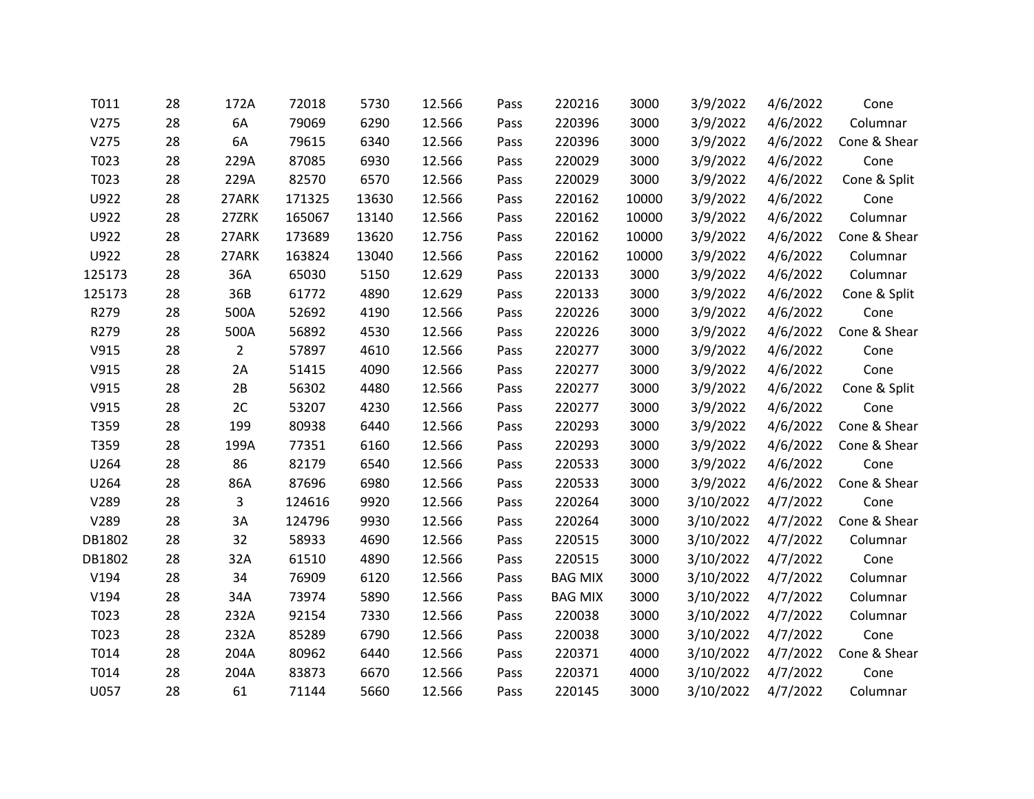| | | | | | | | | | | | |
|---|---|---|---|---|---|---|---|---|---|---|---|
| T011 | 28 | 172A | 72018 | 5730 | 12.566 | Pass | 220216 | 3000 | 3/9/2022 | 4/6/2022 | Cone |
| V275 | 28 | 6A | 79069 | 6290 | 12.566 | Pass | 220396 | 3000 | 3/9/2022 | 4/6/2022 | Columnar |
| V275 | 28 | 6A | 79615 | 6340 | 12.566 | Pass | 220396 | 3000 | 3/9/2022 | 4/6/2022 | Cone & Shear |
| T023 | 28 | 229A | 87085 | 6930 | 12.566 | Pass | 220029 | 3000 | 3/9/2022 | 4/6/2022 | Cone |
| T023 | 28 | 229A | 82570 | 6570 | 12.566 | Pass | 220029 | 3000 | 3/9/2022 | 4/6/2022 | Cone & Split |
| U922 | 28 | 27ARK | 171325 | 13630 | 12.566 | Pass | 220162 | 10000 | 3/9/2022 | 4/6/2022 | Cone |
| U922 | 28 | 27ZRK | 165067 | 13140 | 12.566 | Pass | 220162 | 10000 | 3/9/2022 | 4/6/2022 | Columnar |
| U922 | 28 | 27ARK | 173689 | 13620 | 12.756 | Pass | 220162 | 10000 | 3/9/2022 | 4/6/2022 | Cone & Shear |
| U922 | 28 | 27ARK | 163824 | 13040 | 12.566 | Pass | 220162 | 10000 | 3/9/2022 | 4/6/2022 | Columnar |
| 125173 | 28 | 36A | 65030 | 5150 | 12.629 | Pass | 220133 | 3000 | 3/9/2022 | 4/6/2022 | Columnar |
| 125173 | 28 | 36B | 61772 | 4890 | 12.629 | Pass | 220133 | 3000 | 3/9/2022 | 4/6/2022 | Cone & Split |
| R279 | 28 | 500A | 52692 | 4190 | 12.566 | Pass | 220226 | 3000 | 3/9/2022 | 4/6/2022 | Cone |
| R279 | 28 | 500A | 56892 | 4530 | 12.566 | Pass | 220226 | 3000 | 3/9/2022 | 4/6/2022 | Cone & Shear |
| V915 | 28 | 2 | 57897 | 4610 | 12.566 | Pass | 220277 | 3000 | 3/9/2022 | 4/6/2022 | Cone |
| V915 | 28 | 2A | 51415 | 4090 | 12.566 | Pass | 220277 | 3000 | 3/9/2022 | 4/6/2022 | Cone |
| V915 | 28 | 2B | 56302 | 4480 | 12.566 | Pass | 220277 | 3000 | 3/9/2022 | 4/6/2022 | Cone & Split |
| V915 | 28 | 2C | 53207 | 4230 | 12.566 | Pass | 220277 | 3000 | 3/9/2022 | 4/6/2022 | Cone |
| T359 | 28 | 199 | 80938 | 6440 | 12.566 | Pass | 220293 | 3000 | 3/9/2022 | 4/6/2022 | Cone & Shear |
| T359 | 28 | 199A | 77351 | 6160 | 12.566 | Pass | 220293 | 3000 | 3/9/2022 | 4/6/2022 | Cone & Shear |
| U264 | 28 | 86 | 82179 | 6540 | 12.566 | Pass | 220533 | 3000 | 3/9/2022 | 4/6/2022 | Cone |
| U264 | 28 | 86A | 87696 | 6980 | 12.566 | Pass | 220533 | 3000 | 3/9/2022 | 4/6/2022 | Cone & Shear |
| V289 | 28 | 3 | 124616 | 9920 | 12.566 | Pass | 220264 | 3000 | 3/10/2022 | 4/7/2022 | Cone |
| V289 | 28 | 3A | 124796 | 9930 | 12.566 | Pass | 220264 | 3000 | 3/10/2022 | 4/7/2022 | Cone & Shear |
| DB1802 | 28 | 32 | 58933 | 4690 | 12.566 | Pass | 220515 | 3000 | 3/10/2022 | 4/7/2022 | Columnar |
| DB1802 | 28 | 32A | 61510 | 4890 | 12.566 | Pass | 220515 | 3000 | 3/10/2022 | 4/7/2022 | Cone |
| V194 | 28 | 34 | 76909 | 6120 | 12.566 | Pass | BAG MIX | 3000 | 3/10/2022 | 4/7/2022 | Columnar |
| V194 | 28 | 34A | 73974 | 5890 | 12.566 | Pass | BAG MIX | 3000 | 3/10/2022 | 4/7/2022 | Columnar |
| T023 | 28 | 232A | 92154 | 7330 | 12.566 | Pass | 220038 | 3000 | 3/10/2022 | 4/7/2022 | Columnar |
| T023 | 28 | 232A | 85289 | 6790 | 12.566 | Pass | 220038 | 3000 | 3/10/2022 | 4/7/2022 | Cone |
| T014 | 28 | 204A | 80962 | 6440 | 12.566 | Pass | 220371 | 4000 | 3/10/2022 | 4/7/2022 | Cone & Shear |
| T014 | 28 | 204A | 83873 | 6670 | 12.566 | Pass | 220371 | 4000 | 3/10/2022 | 4/7/2022 | Cone |
| U057 | 28 | 61 | 71144 | 5660 | 12.566 | Pass | 220145 | 3000 | 3/10/2022 | 4/7/2022 | Columnar |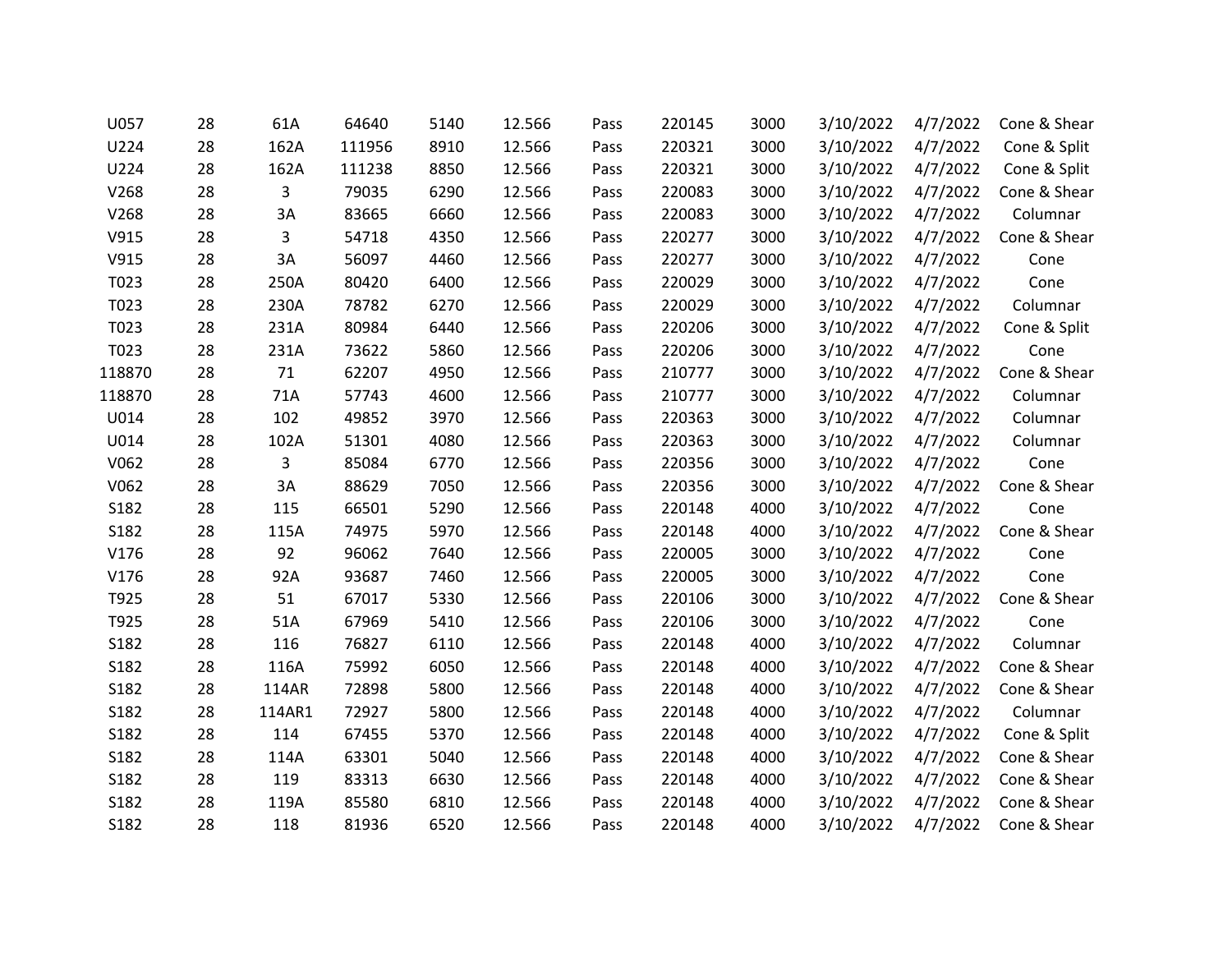| | | | | | | | | | | | |
|---|---|---|---|---|---|---|---|---|---|---|---|
| U057 | 28 | 61A | 64640 | 5140 | 12.566 | Pass | 220145 | 3000 | 3/10/2022 | 4/7/2022 | Cone & Shear |
| U224 | 28 | 162A | 111956 | 8910 | 12.566 | Pass | 220321 | 3000 | 3/10/2022 | 4/7/2022 | Cone & Split |
| U224 | 28 | 162A | 111238 | 8850 | 12.566 | Pass | 220321 | 3000 | 3/10/2022 | 4/7/2022 | Cone & Split |
| V268 | 28 | 3 | 79035 | 6290 | 12.566 | Pass | 220083 | 3000 | 3/10/2022 | 4/7/2022 | Cone & Shear |
| V268 | 28 | 3A | 83665 | 6660 | 12.566 | Pass | 220083 | 3000 | 3/10/2022 | 4/7/2022 | Columnar |
| V915 | 28 | 3 | 54718 | 4350 | 12.566 | Pass | 220277 | 3000 | 3/10/2022 | 4/7/2022 | Cone & Shear |
| V915 | 28 | 3A | 56097 | 4460 | 12.566 | Pass | 220277 | 3000 | 3/10/2022 | 4/7/2022 | Cone |
| T023 | 28 | 250A | 80420 | 6400 | 12.566 | Pass | 220029 | 3000 | 3/10/2022 | 4/7/2022 | Cone |
| T023 | 28 | 230A | 78782 | 6270 | 12.566 | Pass | 220029 | 3000 | 3/10/2022 | 4/7/2022 | Columnar |
| T023 | 28 | 231A | 80984 | 6440 | 12.566 | Pass | 220206 | 3000 | 3/10/2022 | 4/7/2022 | Cone & Split |
| T023 | 28 | 231A | 73622 | 5860 | 12.566 | Pass | 220206 | 3000 | 3/10/2022 | 4/7/2022 | Cone |
| 118870 | 28 | 71 | 62207 | 4950 | 12.566 | Pass | 210777 | 3000 | 3/10/2022 | 4/7/2022 | Cone & Shear |
| 118870 | 28 | 71A | 57743 | 4600 | 12.566 | Pass | 210777 | 3000 | 3/10/2022 | 4/7/2022 | Columnar |
| U014 | 28 | 102 | 49852 | 3970 | 12.566 | Pass | 220363 | 3000 | 3/10/2022 | 4/7/2022 | Columnar |
| U014 | 28 | 102A | 51301 | 4080 | 12.566 | Pass | 220363 | 3000 | 3/10/2022 | 4/7/2022 | Columnar |
| V062 | 28 | 3 | 85084 | 6770 | 12.566 | Pass | 220356 | 3000 | 3/10/2022 | 4/7/2022 | Cone |
| V062 | 28 | 3A | 88629 | 7050 | 12.566 | Pass | 220356 | 3000 | 3/10/2022 | 4/7/2022 | Cone & Shear |
| S182 | 28 | 115 | 66501 | 5290 | 12.566 | Pass | 220148 | 4000 | 3/10/2022 | 4/7/2022 | Cone |
| S182 | 28 | 115A | 74975 | 5970 | 12.566 | Pass | 220148 | 4000 | 3/10/2022 | 4/7/2022 | Cone & Shear |
| V176 | 28 | 92 | 96062 | 7640 | 12.566 | Pass | 220005 | 3000 | 3/10/2022 | 4/7/2022 | Cone |
| V176 | 28 | 92A | 93687 | 7460 | 12.566 | Pass | 220005 | 3000 | 3/10/2022 | 4/7/2022 | Cone |
| T925 | 28 | 51 | 67017 | 5330 | 12.566 | Pass | 220106 | 3000 | 3/10/2022 | 4/7/2022 | Cone & Shear |
| T925 | 28 | 51A | 67969 | 5410 | 12.566 | Pass | 220106 | 3000 | 3/10/2022 | 4/7/2022 | Cone |
| S182 | 28 | 116 | 76827 | 6110 | 12.566 | Pass | 220148 | 4000 | 3/10/2022 | 4/7/2022 | Columnar |
| S182 | 28 | 116A | 75992 | 6050 | 12.566 | Pass | 220148 | 4000 | 3/10/2022 | 4/7/2022 | Cone & Shear |
| S182 | 28 | 114AR | 72898 | 5800 | 12.566 | Pass | 220148 | 4000 | 3/10/2022 | 4/7/2022 | Cone & Shear |
| S182 | 28 | 114AR1 | 72927 | 5800 | 12.566 | Pass | 220148 | 4000 | 3/10/2022 | 4/7/2022 | Columnar |
| S182 | 28 | 114 | 67455 | 5370 | 12.566 | Pass | 220148 | 4000 | 3/10/2022 | 4/7/2022 | Cone & Split |
| S182 | 28 | 114A | 63301 | 5040 | 12.566 | Pass | 220148 | 4000 | 3/10/2022 | 4/7/2022 | Cone & Shear |
| S182 | 28 | 119 | 83313 | 6630 | 12.566 | Pass | 220148 | 4000 | 3/10/2022 | 4/7/2022 | Cone & Shear |
| S182 | 28 | 119A | 85580 | 6810 | 12.566 | Pass | 220148 | 4000 | 3/10/2022 | 4/7/2022 | Cone & Shear |
| S182 | 28 | 118 | 81936 | 6520 | 12.566 | Pass | 220148 | 4000 | 3/10/2022 | 4/7/2022 | Cone & Shear |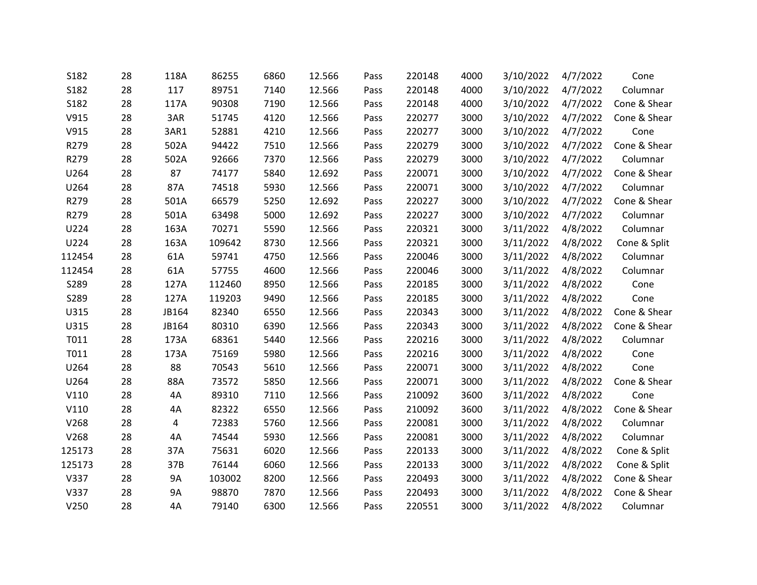| | | | | | | | | | | | |
|---|---|---|---|---|---|---|---|---|---|---|---|
| S182 | 28 | 118A | 86255 | 6860 | 12.566 | Pass | 220148 | 4000 | 3/10/2022 | 4/7/2022 | Cone |
| S182 | 28 | 117 | 89751 | 7140 | 12.566 | Pass | 220148 | 4000 | 3/10/2022 | 4/7/2022 | Columnar |
| S182 | 28 | 117A | 90308 | 7190 | 12.566 | Pass | 220148 | 4000 | 3/10/2022 | 4/7/2022 | Cone & Shear |
| V915 | 28 | 3AR | 51745 | 4120 | 12.566 | Pass | 220277 | 3000 | 3/10/2022 | 4/7/2022 | Cone & Shear |
| V915 | 28 | 3AR1 | 52881 | 4210 | 12.566 | Pass | 220277 | 3000 | 3/10/2022 | 4/7/2022 | Cone |
| R279 | 28 | 502A | 94422 | 7510 | 12.566 | Pass | 220279 | 3000 | 3/10/2022 | 4/7/2022 | Cone & Shear |
| R279 | 28 | 502A | 92666 | 7370 | 12.566 | Pass | 220279 | 3000 | 3/10/2022 | 4/7/2022 | Columnar |
| U264 | 28 | 87 | 74177 | 5840 | 12.692 | Pass | 220071 | 3000 | 3/10/2022 | 4/7/2022 | Cone & Shear |
| U264 | 28 | 87A | 74518 | 5930 | 12.566 | Pass | 220071 | 3000 | 3/10/2022 | 4/7/2022 | Columnar |
| R279 | 28 | 501A | 66579 | 5250 | 12.692 | Pass | 220227 | 3000 | 3/10/2022 | 4/7/2022 | Cone & Shear |
| R279 | 28 | 501A | 63498 | 5000 | 12.692 | Pass | 220227 | 3000 | 3/10/2022 | 4/7/2022 | Columnar |
| U224 | 28 | 163A | 70271 | 5590 | 12.566 | Pass | 220321 | 3000 | 3/11/2022 | 4/8/2022 | Columnar |
| U224 | 28 | 163A | 109642 | 8730 | 12.566 | Pass | 220321 | 3000 | 3/11/2022 | 4/8/2022 | Cone & Split |
| 112454 | 28 | 61A | 59741 | 4750 | 12.566 | Pass | 220046 | 3000 | 3/11/2022 | 4/8/2022 | Columnar |
| 112454 | 28 | 61A | 57755 | 4600 | 12.566 | Pass | 220046 | 3000 | 3/11/2022 | 4/8/2022 | Columnar |
| S289 | 28 | 127A | 112460 | 8950 | 12.566 | Pass | 220185 | 3000 | 3/11/2022 | 4/8/2022 | Cone |
| S289 | 28 | 127A | 119203 | 9490 | 12.566 | Pass | 220185 | 3000 | 3/11/2022 | 4/8/2022 | Cone |
| U315 | 28 | JB164 | 82340 | 6550 | 12.566 | Pass | 220343 | 3000 | 3/11/2022 | 4/8/2022 | Cone & Shear |
| U315 | 28 | JB164 | 80310 | 6390 | 12.566 | Pass | 220343 | 3000 | 3/11/2022 | 4/8/2022 | Cone & Shear |
| T011 | 28 | 173A | 68361 | 5440 | 12.566 | Pass | 220216 | 3000 | 3/11/2022 | 4/8/2022 | Columnar |
| T011 | 28 | 173A | 75169 | 5980 | 12.566 | Pass | 220216 | 3000 | 3/11/2022 | 4/8/2022 | Cone |
| U264 | 28 | 88 | 70543 | 5610 | 12.566 | Pass | 220071 | 3000 | 3/11/2022 | 4/8/2022 | Cone |
| U264 | 28 | 88A | 73572 | 5850 | 12.566 | Pass | 220071 | 3000 | 3/11/2022 | 4/8/2022 | Cone & Shear |
| V110 | 28 | 4A | 89310 | 7110 | 12.566 | Pass | 210092 | 3600 | 3/11/2022 | 4/8/2022 | Cone |
| V110 | 28 | 4A | 82322 | 6550 | 12.566 | Pass | 210092 | 3600 | 3/11/2022 | 4/8/2022 | Cone & Shear |
| V268 | 28 | 4 | 72383 | 5760 | 12.566 | Pass | 220081 | 3000 | 3/11/2022 | 4/8/2022 | Columnar |
| V268 | 28 | 4A | 74544 | 5930 | 12.566 | Pass | 220081 | 3000 | 3/11/2022 | 4/8/2022 | Columnar |
| 125173 | 28 | 37A | 75631 | 6020 | 12.566 | Pass | 220133 | 3000 | 3/11/2022 | 4/8/2022 | Cone & Split |
| 125173 | 28 | 37B | 76144 | 6060 | 12.566 | Pass | 220133 | 3000 | 3/11/2022 | 4/8/2022 | Cone & Split |
| V337 | 28 | 9A | 103002 | 8200 | 12.566 | Pass | 220493 | 3000 | 3/11/2022 | 4/8/2022 | Cone & Shear |
| V337 | 28 | 9A | 98870 | 7870 | 12.566 | Pass | 220493 | 3000 | 3/11/2022 | 4/8/2022 | Cone & Shear |
| V250 | 28 | 4A | 79140 | 6300 | 12.566 | Pass | 220551 | 3000 | 3/11/2022 | 4/8/2022 | Columnar |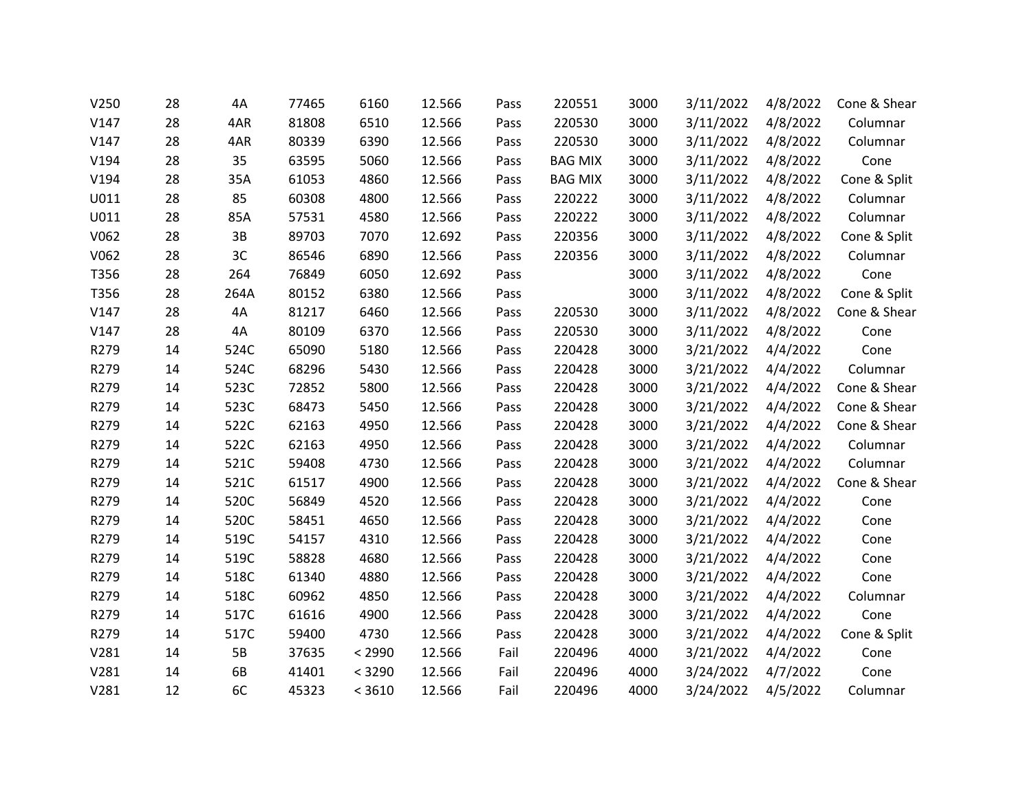| | | | | | | | | | | | |
|---|---|---|---|---|---|---|---|---|---|---|---|
| V250 | 28 | 4A | 77465 | 6160 | 12.566 | Pass | 220551 | 3000 | 3/11/2022 | 4/8/2022 | Cone & Shear |
| V147 | 28 | 4AR | 81808 | 6510 | 12.566 | Pass | 220530 | 3000 | 3/11/2022 | 4/8/2022 | Columnar |
| V147 | 28 | 4AR | 80339 | 6390 | 12.566 | Pass | 220530 | 3000 | 3/11/2022 | 4/8/2022 | Columnar |
| V194 | 28 | 35 | 63595 | 5060 | 12.566 | Pass | BAG MIX | 3000 | 3/11/2022 | 4/8/2022 | Cone |
| V194 | 28 | 35A | 61053 | 4860 | 12.566 | Pass | BAG MIX | 3000 | 3/11/2022 | 4/8/2022 | Cone & Split |
| U011 | 28 | 85 | 60308 | 4800 | 12.566 | Pass | 220222 | 3000 | 3/11/2022 | 4/8/2022 | Columnar |
| U011 | 28 | 85A | 57531 | 4580 | 12.566 | Pass | 220222 | 3000 | 3/11/2022 | 4/8/2022 | Columnar |
| V062 | 28 | 3B | 89703 | 7070 | 12.692 | Pass | 220356 | 3000 | 3/11/2022 | 4/8/2022 | Cone & Split |
| V062 | 28 | 3C | 86546 | 6890 | 12.566 | Pass | 220356 | 3000 | 3/11/2022 | 4/8/2022 | Columnar |
| T356 | 28 | 264 | 76849 | 6050 | 12.692 | Pass | | 3000 | 3/11/2022 | 4/8/2022 | Cone |
| T356 | 28 | 264A | 80152 | 6380 | 12.566 | Pass | | 3000 | 3/11/2022 | 4/8/2022 | Cone & Split |
| V147 | 28 | 4A | 81217 | 6460 | 12.566 | Pass | 220530 | 3000 | 3/11/2022 | 4/8/2022 | Cone & Shear |
| V147 | 28 | 4A | 80109 | 6370 | 12.566 | Pass | 220530 | 3000 | 3/11/2022 | 4/8/2022 | Cone |
| R279 | 14 | 524C | 65090 | 5180 | 12.566 | Pass | 220428 | 3000 | 3/21/2022 | 4/4/2022 | Cone |
| R279 | 14 | 524C | 68296 | 5430 | 12.566 | Pass | 220428 | 3000 | 3/21/2022 | 4/4/2022 | Columnar |
| R279 | 14 | 523C | 72852 | 5800 | 12.566 | Pass | 220428 | 3000 | 3/21/2022 | 4/4/2022 | Cone & Shear |
| R279 | 14 | 523C | 68473 | 5450 | 12.566 | Pass | 220428 | 3000 | 3/21/2022 | 4/4/2022 | Cone & Shear |
| R279 | 14 | 522C | 62163 | 4950 | 12.566 | Pass | 220428 | 3000 | 3/21/2022 | 4/4/2022 | Cone & Shear |
| R279 | 14 | 522C | 62163 | 4950 | 12.566 | Pass | 220428 | 3000 | 3/21/2022 | 4/4/2022 | Columnar |
| R279 | 14 | 521C | 59408 | 4730 | 12.566 | Pass | 220428 | 3000 | 3/21/2022 | 4/4/2022 | Columnar |
| R279 | 14 | 521C | 61517 | 4900 | 12.566 | Pass | 220428 | 3000 | 3/21/2022 | 4/4/2022 | Cone & Shear |
| R279 | 14 | 520C | 56849 | 4520 | 12.566 | Pass | 220428 | 3000 | 3/21/2022 | 4/4/2022 | Cone |
| R279 | 14 | 520C | 58451 | 4650 | 12.566 | Pass | 220428 | 3000 | 3/21/2022 | 4/4/2022 | Cone |
| R279 | 14 | 519C | 54157 | 4310 | 12.566 | Pass | 220428 | 3000 | 3/21/2022 | 4/4/2022 | Cone |
| R279 | 14 | 519C | 58828 | 4680 | 12.566 | Pass | 220428 | 3000 | 3/21/2022 | 4/4/2022 | Cone |
| R279 | 14 | 518C | 61340 | 4880 | 12.566 | Pass | 220428 | 3000 | 3/21/2022 | 4/4/2022 | Cone |
| R279 | 14 | 518C | 60962 | 4850 | 12.566 | Pass | 220428 | 3000 | 3/21/2022 | 4/4/2022 | Columnar |
| R279 | 14 | 517C | 61616 | 4900 | 12.566 | Pass | 220428 | 3000 | 3/21/2022 | 4/4/2022 | Cone |
| R279 | 14 | 517C | 59400 | 4730 | 12.566 | Pass | 220428 | 3000 | 3/21/2022 | 4/4/2022 | Cone & Split |
| V281 | 14 | 5B | 37635 | < 2990 | 12.566 | Fail | 220496 | 4000 | 3/21/2022 | 4/4/2022 | Cone |
| V281 | 14 | 6B | 41401 | < 3290 | 12.566 | Fail | 220496 | 4000 | 3/24/2022 | 4/7/2022 | Cone |
| V281 | 12 | 6C | 45323 | < 3610 | 12.566 | Fail | 220496 | 4000 | 3/24/2022 | 4/5/2022 | Columnar |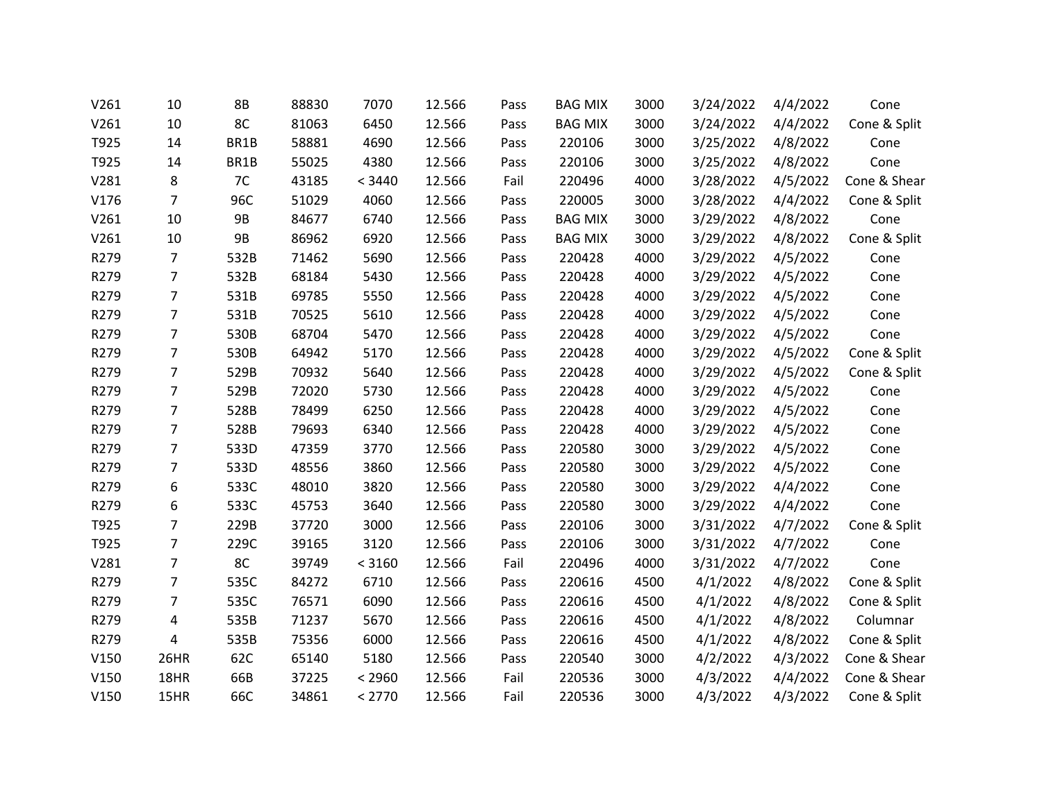| | | | | | | | | | | | |
|---|---|---|---|---|---|---|---|---|---|---|---|
| V261 | 10 | 8B | 88830 | 7070 | 12.566 | Pass | BAG MIX | 3000 | 3/24/2022 | 4/4/2022 | Cone |
| V261 | 10 | 8C | 81063 | 6450 | 12.566 | Pass | BAG MIX | 3000 | 3/24/2022 | 4/4/2022 | Cone & Split |
| T925 | 14 | BR1B | 58881 | 4690 | 12.566 | Pass | 220106 | 3000 | 3/25/2022 | 4/8/2022 | Cone |
| T925 | 14 | BR1B | 55025 | 4380 | 12.566 | Pass | 220106 | 3000 | 3/25/2022 | 4/8/2022 | Cone |
| V281 | 8 | 7C | 43185 | < 3440 | 12.566 | Fail | 220496 | 4000 | 3/28/2022 | 4/5/2022 | Cone & Shear |
| V176 | 7 | 96C | 51029 | 4060 | 12.566 | Pass | 220005 | 3000 | 3/28/2022 | 4/4/2022 | Cone & Split |
| V261 | 10 | 9B | 84677 | 6740 | 12.566 | Pass | BAG MIX | 3000 | 3/29/2022 | 4/8/2022 | Cone |
| V261 | 10 | 9B | 86962 | 6920 | 12.566 | Pass | BAG MIX | 3000 | 3/29/2022 | 4/8/2022 | Cone & Split |
| R279 | 7 | 532B | 71462 | 5690 | 12.566 | Pass | 220428 | 4000 | 3/29/2022 | 4/5/2022 | Cone |
| R279 | 7 | 532B | 68184 | 5430 | 12.566 | Pass | 220428 | 4000 | 3/29/2022 | 4/5/2022 | Cone |
| R279 | 7 | 531B | 69785 | 5550 | 12.566 | Pass | 220428 | 4000 | 3/29/2022 | 4/5/2022 | Cone |
| R279 | 7 | 531B | 70525 | 5610 | 12.566 | Pass | 220428 | 4000 | 3/29/2022 | 4/5/2022 | Cone |
| R279 | 7 | 530B | 68704 | 5470 | 12.566 | Pass | 220428 | 4000 | 3/29/2022 | 4/5/2022 | Cone |
| R279 | 7 | 530B | 64942 | 5170 | 12.566 | Pass | 220428 | 4000 | 3/29/2022 | 4/5/2022 | Cone & Split |
| R279 | 7 | 529B | 70932 | 5640 | 12.566 | Pass | 220428 | 4000 | 3/29/2022 | 4/5/2022 | Cone & Split |
| R279 | 7 | 529B | 72020 | 5730 | 12.566 | Pass | 220428 | 4000 | 3/29/2022 | 4/5/2022 | Cone |
| R279 | 7 | 528B | 78499 | 6250 | 12.566 | Pass | 220428 | 4000 | 3/29/2022 | 4/5/2022 | Cone |
| R279 | 7 | 528B | 79693 | 6340 | 12.566 | Pass | 220428 | 4000 | 3/29/2022 | 4/5/2022 | Cone |
| R279 | 7 | 533D | 47359 | 3770 | 12.566 | Pass | 220580 | 3000 | 3/29/2022 | 4/5/2022 | Cone |
| R279 | 7 | 533D | 48556 | 3860 | 12.566 | Pass | 220580 | 3000 | 3/29/2022 | 4/5/2022 | Cone |
| R279 | 6 | 533C | 48010 | 3820 | 12.566 | Pass | 220580 | 3000 | 3/29/2022 | 4/4/2022 | Cone |
| R279 | 6 | 533C | 45753 | 3640 | 12.566 | Pass | 220580 | 3000 | 3/29/2022 | 4/4/2022 | Cone |
| T925 | 7 | 229B | 37720 | 3000 | 12.566 | Pass | 220106 | 3000 | 3/31/2022 | 4/7/2022 | Cone & Split |
| T925 | 7 | 229C | 39165 | 3120 | 12.566 | Pass | 220106 | 3000 | 3/31/2022 | 4/7/2022 | Cone |
| V281 | 7 | 8C | 39749 | < 3160 | 12.566 | Fail | 220496 | 4000 | 3/31/2022 | 4/7/2022 | Cone |
| R279 | 7 | 535C | 84272 | 6710 | 12.566 | Pass | 220616 | 4500 | 4/1/2022 | 4/8/2022 | Cone & Split |
| R279 | 7 | 535C | 76571 | 6090 | 12.566 | Pass | 220616 | 4500 | 4/1/2022 | 4/8/2022 | Cone & Split |
| R279 | 4 | 535B | 71237 | 5670 | 12.566 | Pass | 220616 | 4500 | 4/1/2022 | 4/8/2022 | Columnar |
| R279 | 4 | 535B | 75356 | 6000 | 12.566 | Pass | 220616 | 4500 | 4/1/2022 | 4/8/2022 | Cone & Split |
| V150 | 26HR | 62C | 65140 | 5180 | 12.566 | Pass | 220540 | 3000 | 4/2/2022 | 4/3/2022 | Cone & Shear |
| V150 | 18HR | 66B | 37225 | < 2960 | 12.566 | Fail | 220536 | 3000 | 4/3/2022 | 4/4/2022 | Cone & Shear |
| V150 | 15HR | 66C | 34861 | < 2770 | 12.566 | Fail | 220536 | 3000 | 4/3/2022 | 4/3/2022 | Cone & Split |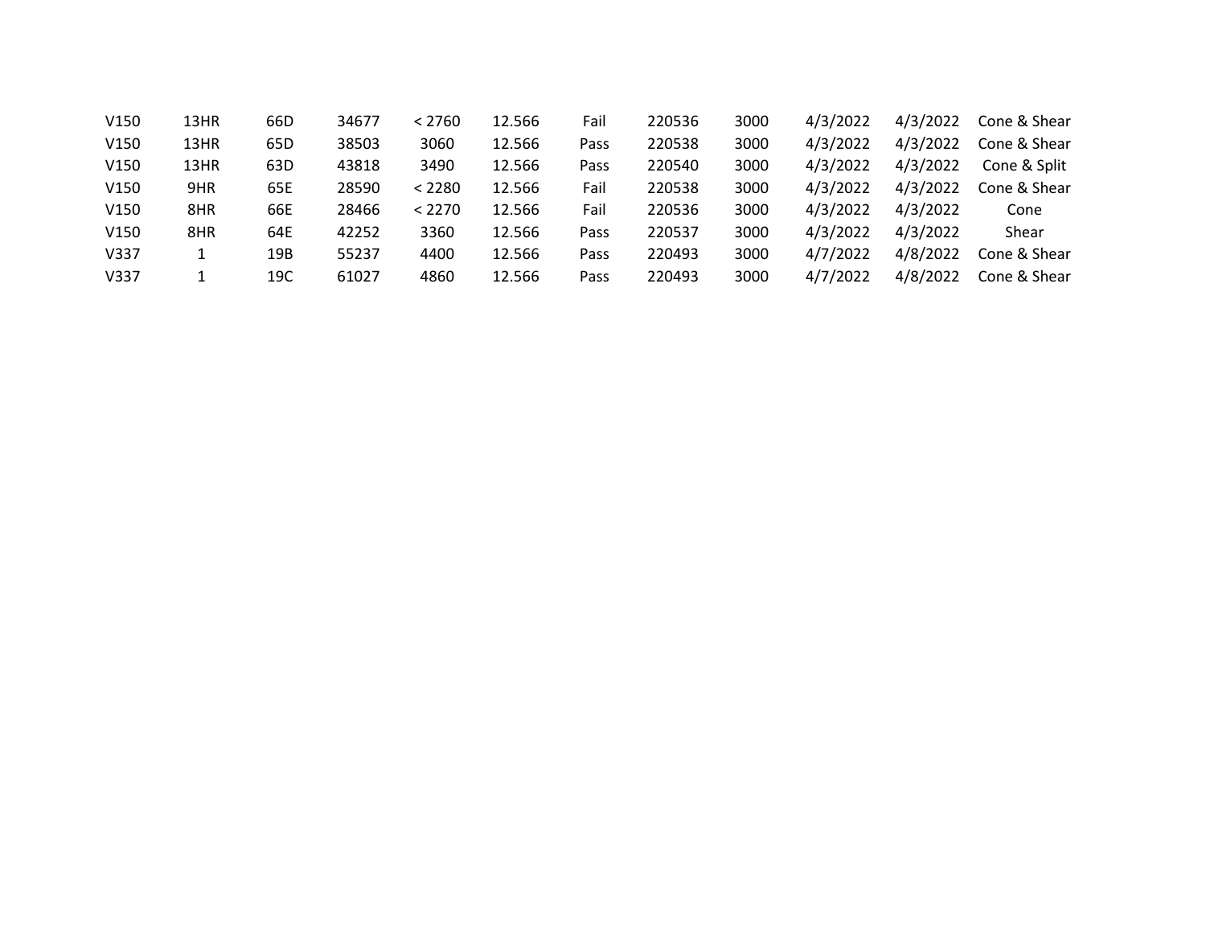| | | | | | | | | | | | |
|---|---|---|---|---|---|---|---|---|---|---|---|
| V150 | 13HR | 66D | 34677 | < 2760 | 12.566 | Fail | 220536 | 3000 | 4/3/2022 | 4/3/2022 | Cone & Shear |
| V150 | 13HR | 65D | 38503 | 3060 | 12.566 | Pass | 220538 | 3000 | 4/3/2022 | 4/3/2022 | Cone & Shear |
| V150 | 13HR | 63D | 43818 | 3490 | 12.566 | Pass | 220540 | 3000 | 4/3/2022 | 4/3/2022 | Cone & Split |
| V150 | 9HR | 65E | 28590 | < 2280 | 12.566 | Fail | 220538 | 3000 | 4/3/2022 | 4/3/2022 | Cone & Shear |
| V150 | 8HR | 66E | 28466 | < 2270 | 12.566 | Fail | 220536 | 3000 | 4/3/2022 | 4/3/2022 | Cone |
| V150 | 8HR | 64E | 42252 | 3360 | 12.566 | Pass | 220537 | 3000 | 4/3/2022 | 4/3/2022 | Shear |
| V337 | 1 | 19B | 55237 | 4400 | 12.566 | Pass | 220493 | 3000 | 4/7/2022 | 4/8/2022 | Cone & Shear |
| V337 | 1 | 19C | 61027 | 4860 | 12.566 | Pass | 220493 | 3000 | 4/7/2022 | 4/8/2022 | Cone & Shear |